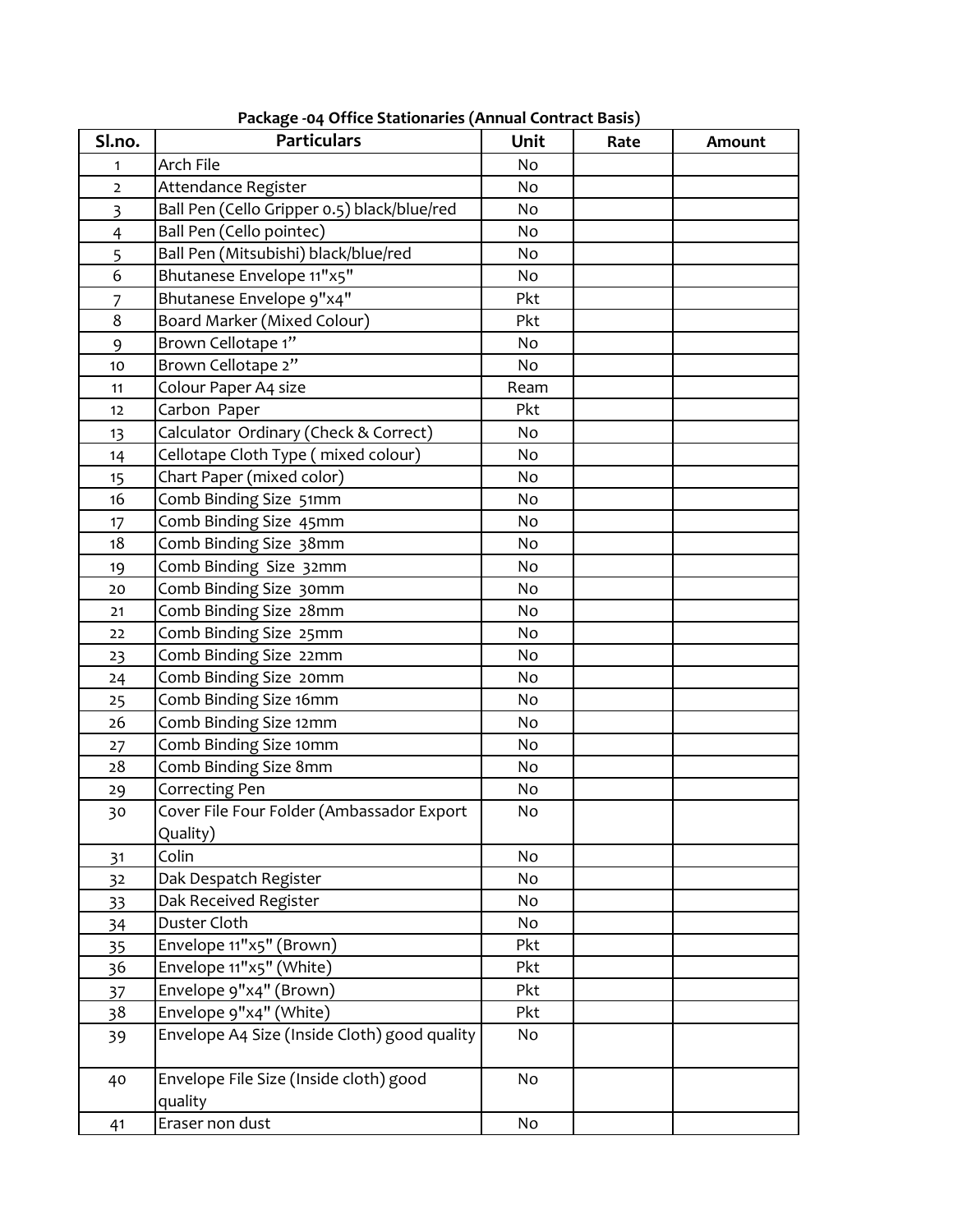**Package -04 Office Stationaries (Annual Contract Basis)**

| Sl.no. | Particulars | Unit | Rate | Amount |
|---|---|---|---|---|
| 1 | Arch File | No | | |
| 2 | Attendance Register | No | | |
| 3 | Ball Pen (Cello Gripper 0.5) black/blue/red | No | | |
| 4 | Ball Pen (Cello pointec) | No | | |
| 5 | Ball Pen (Mitsubishi) black/blue/red | No | | |
| 6 | Bhutanese Envelope 11"x5" | No | | |
| 7 | Bhutanese Envelope 9"x4" | Pkt | | |
| 8 | Board Marker (Mixed Colour) | Pkt | | |
| 9 | Brown Cellotape 1" | No | | |
| 10 | Brown Cellotape 2" | No | | |
| 11 | Colour Paper A4 size | Ream | | |
| 12 | Carbon Paper | Pkt | | |
| 13 | Calculator Ordinary (Check & Correct) | No | | |
| 14 | Cellotape Cloth Type ( mixed colour) | No | | |
| 15 | Chart Paper (mixed color) | No | | |
| 16 | Comb Binding Size 51mm | No | | |
| 17 | Comb Binding Size 45mm | No | | |
| 18 | Comb Binding Size 38mm | No | | |
| 19 | Comb Binding Size 32mm | No | | |
| 20 | Comb Binding Size 30mm | No | | |
| 21 | Comb Binding Size 28mm | No | | |
| 22 | Comb Binding Size 25mm | No | | |
| 23 | Comb Binding Size 22mm | No | | |
| 24 | Comb Binding Size 20mm | No | | |
| 25 | Comb Binding Size 16mm | No | | |
| 26 | Comb Binding Size 12mm | No | | |
| 27 | Comb Binding Size 10mm | No | | |
| 28 | Comb Binding Size 8mm | No | | |
| 29 | Correcting Pen | No | | |
| 30 | Cover File Four Folder (Ambassador Export Quality) | No | | |
| 31 | Colin | No | | |
| 32 | Dak Despatch Register | No | | |
| 33 | Dak Received Register | No | | |
| 34 | Duster Cloth | No | | |
| 35 | Envelope 11"x5" (Brown) | Pkt | | |
| 36 | Envelope 11"x5" (White) | Pkt | | |
| 37 | Envelope 9"x4" (Brown) | Pkt | | |
| 38 | Envelope 9"x4" (White) | Pkt | | |
| 39 | Envelope A4 Size (Inside Cloth) good quality | No | | |
| 40 | Envelope File Size (Inside cloth) good quality | No | | |
| 41 | Eraser non dust | No | | |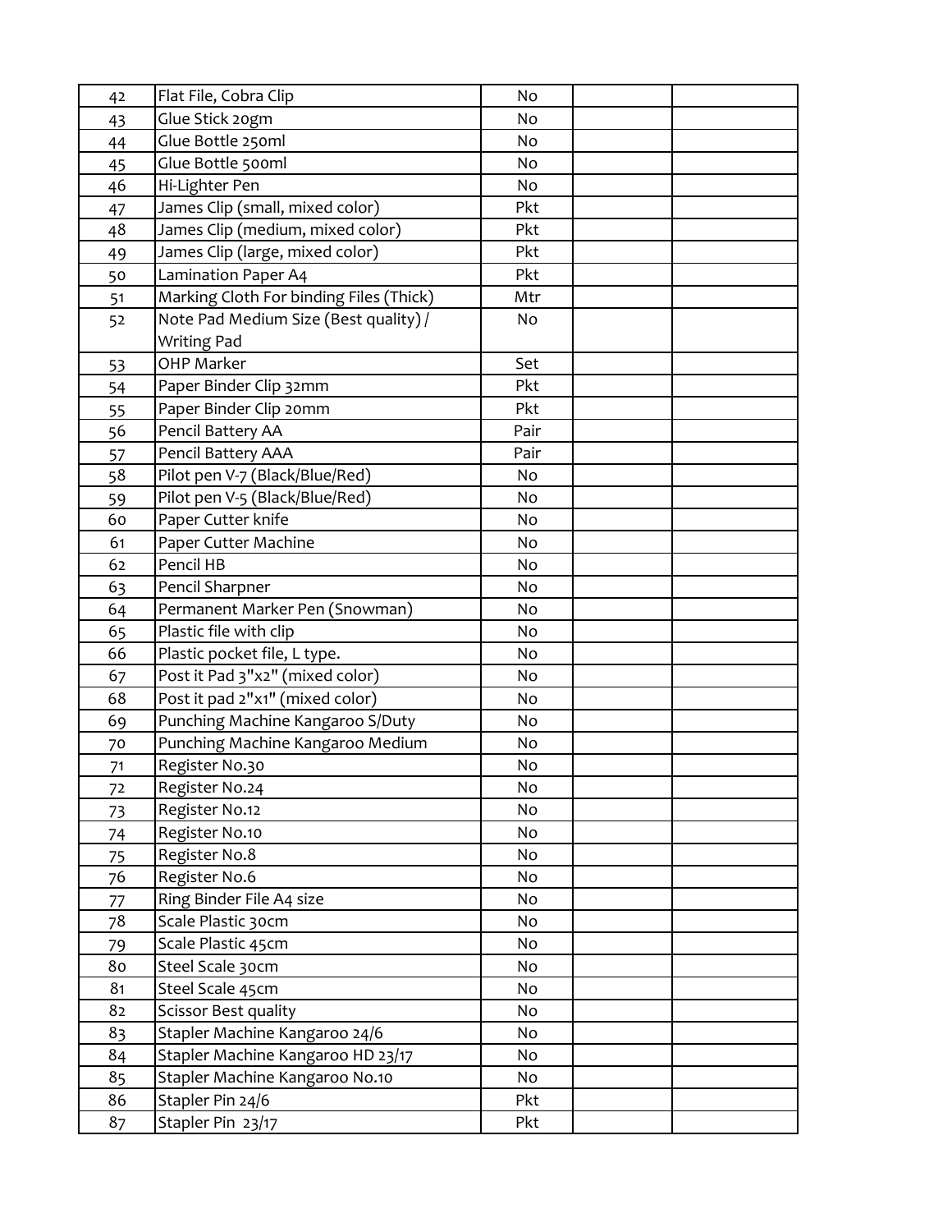| | | | | |
|---|---|---|---|---|
| 42 | Flat File, Cobra Clip | No | | |
| 43 | Glue Stick 20gm | No | | |
| 44 | Glue Bottle 250ml | No | | |
| 45 | Glue Bottle 500ml | No | | |
| 46 | Hi-Lighter Pen | No | | |
| 47 | James Clip (small, mixed color) | Pkt | | |
| 48 | James Clip (medium, mixed color) | Pkt | | |
| 49 | James Clip (large, mixed color) | Pkt | | |
| 50 | Lamination Paper A4 | Pkt | | |
| 51 | Marking Cloth For binding Files (Thick) | Mtr | | |
| 52 | Note Pad Medium Size (Best quality) / Writing Pad | No | | |
| 53 | OHP Marker | Set | | |
| 54 | Paper Binder Clip 32mm | Pkt | | |
| 55 | Paper Binder Clip 20mm | Pkt | | |
| 56 | Pencil Battery AA | Pair | | |
| 57 | Pencil Battery AAA | Pair | | |
| 58 | Pilot pen V-7 (Black/Blue/Red) | No | | |
| 59 | Pilot pen V-5 (Black/Blue/Red) | No | | |
| 60 | Paper Cutter knife | No | | |
| 61 | Paper Cutter Machine | No | | |
| 62 | Pencil HB | No | | |
| 63 | Pencil Sharpner | No | | |
| 64 | Permanent Marker Pen (Snowman) | No | | |
| 65 | Plastic file with clip | No | | |
| 66 | Plastic pocket file, L type. | No | | |
| 67 | Post it Pad 3"x2" (mixed color) | No | | |
| 68 | Post it pad 2"x1" (mixed color) | No | | |
| 69 | Punching Machine Kangaroo S/Duty | No | | |
| 70 | Punching Machine Kangaroo Medium | No | | |
| 71 | Register No.30 | No | | |
| 72 | Register No.24 | No | | |
| 73 | Register No.12 | No | | |
| 74 | Register No.10 | No | | |
| 75 | Register No.8 | No | | |
| 76 | Register No.6 | No | | |
| 77 | Ring Binder File A4 size | No | | |
| 78 | Scale Plastic 30cm | No | | |
| 79 | Scale Plastic 45cm | No | | |
| 80 | Steel Scale 30cm | No | | |
| 81 | Steel Scale 45cm | No | | |
| 82 | Scissor Best quality | No | | |
| 83 | Stapler Machine Kangaroo 24/6 | No | | |
| 84 | Stapler Machine Kangaroo HD 23/17 | No | | |
| 85 | Stapler Machine Kangaroo No.10 | No | | |
| 86 | Stapler Pin 24/6 | Pkt | | |
| 87 | Stapler Pin 23/17 | Pkt | | |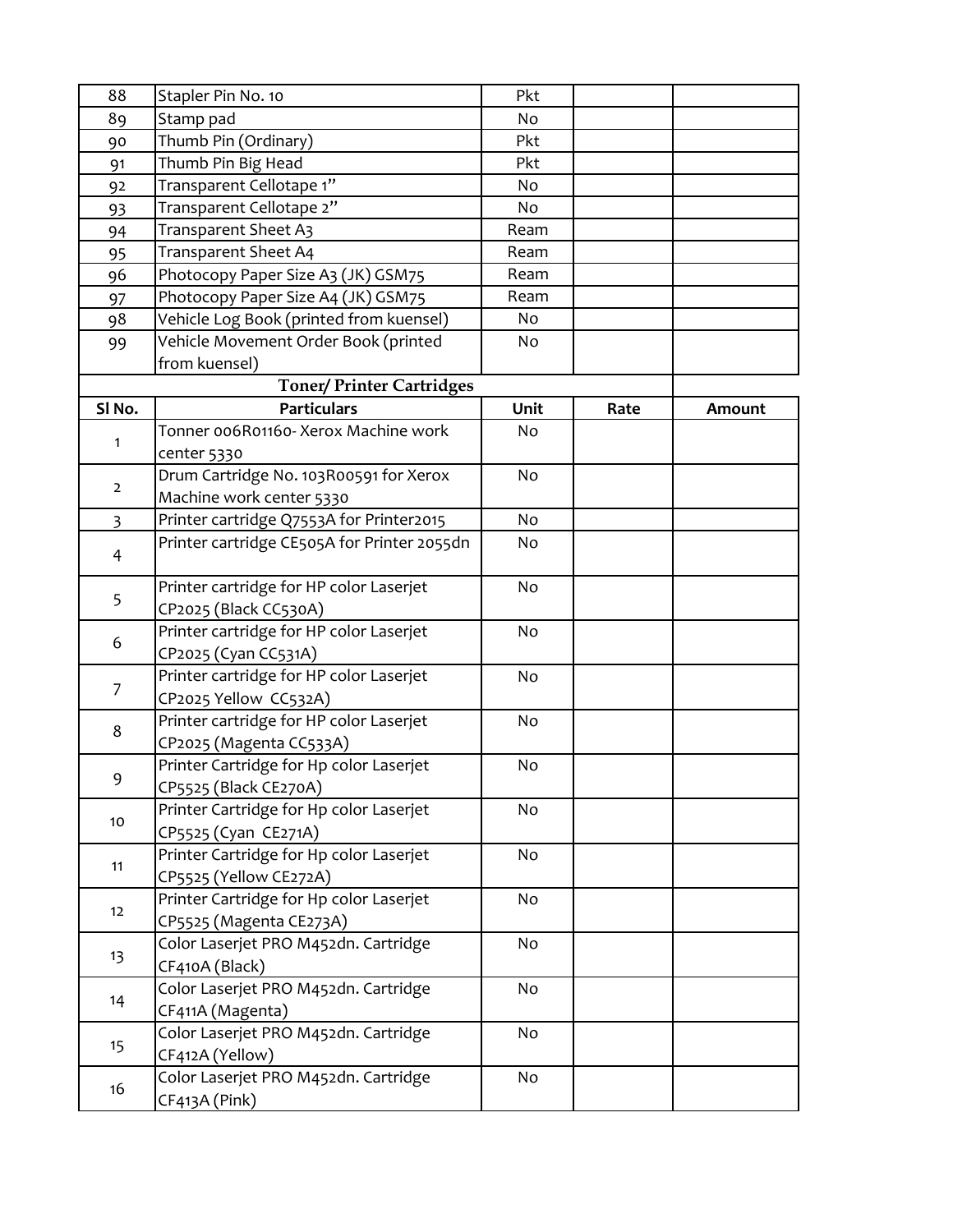| 88 | Stapler Pin No. 10 | Pkt | | |
|---|---|---|---|---|
| 89 | Stamp pad | No | | |
| 90 | Thumb Pin (Ordinary) | Pkt | | |
| 91 | Thumb Pin Big Head | Pkt | | |
| 92 | Transparent Cellotape 1” | No | | |
| 93 | Transparent Cellotape 2” | No | | |
| 94 | Transparent Sheet A3 | Ream | | |
| 95 | Transparent Sheet A4 | Ream | | |
| 96 | Photocopy Paper Size A3 (JK) GSM75 | Ream | | |
| 97 | Photocopy Paper Size A4 (JK) GSM75 | Ream | | |
| 98 | Vehicle Log Book (printed from kuensel) | No | | |
| 99 | Vehicle Movement Order Book (printed from kuensel) | No | | |

**Toner/ Printer Cartridges**

| Sl No. | Particulars | Unit | Rate | Amount |
|---|---|---|---|---|
| 1 | Tonner 006R01160- Xerox Machine work center 5330 | No | | |
| 2 | Drum Cartridge No. 103R00591 for Xerox Machine work center 5330 | No | | |
| 3 | Printer cartridge Q7553A for Printer2015 | No | | |
| 4 | Printer cartridge CE505A for Printer 2055dn | No | | |
| 5 | Printer cartridge for HP color Laserjet CP2025 (Black CC530A) | No | | |
| 6 | Printer cartridge for HP color Laserjet CP2025 (Cyan CC531A) | No | | |
| 7 | Printer cartridge for HP color Laserjet CP2025 Yellow CC532A) | No | | |
| 8 | Printer cartridge for HP color Laserjet CP2025 (Magenta CC533A) | No | | |
| 9 | Printer Cartridge for Hp color Laserjet CP5525 (Black CE270A) | No | | |
| 10 | Printer Cartridge for Hp color Laserjet CP5525 (Cyan CE271A) | No | | |
| 11 | Printer Cartridge for Hp color Laserjet CP5525 (Yellow CE272A) | No | | |
| 12 | Printer Cartridge for Hp color Laserjet CP5525 (Magenta CE273A) | No | | |
| 13 | Color Laserjet PRO M452dn. Cartridge CF410A (Black) | No | | |
| 14 | Color Laserjet PRO M452dn. Cartridge CF411A (Magenta) | No | | |
| 15 | Color Laserjet PRO M452dn. Cartridge CF412A (Yellow) | No | | |
| 16 | Color Laserjet PRO M452dn. Cartridge CF413A (Pink) | No | | |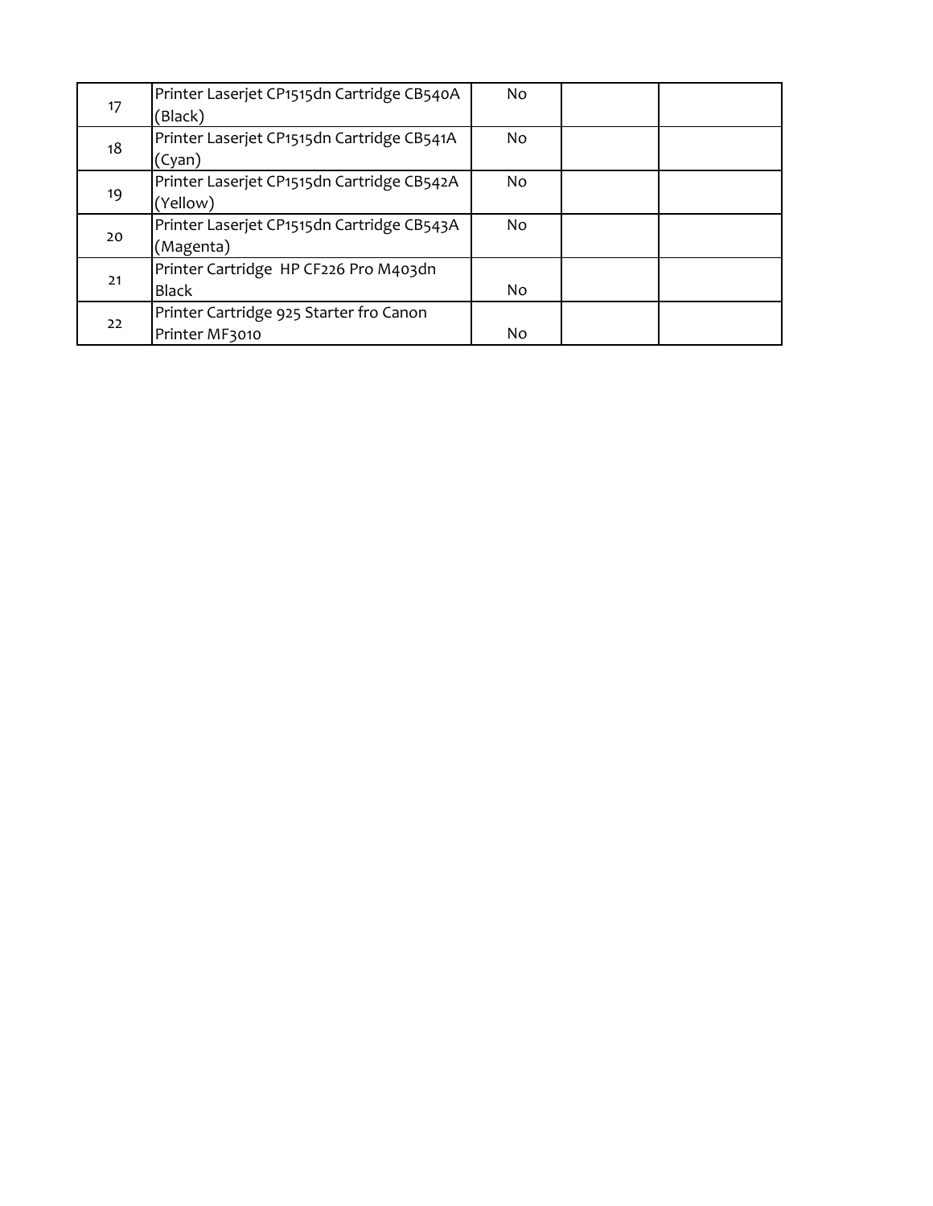| | | | | |
|---|---|---|---|---|
| 17 | Printer Laserjet CP1515dn Cartridge CB540A (Black) | No | | |
| 18 | Printer Laserjet CP1515dn Cartridge CB541A (Cyan) | No | | |
| 19 | Printer Laserjet CP1515dn Cartridge CB542A (Yellow) | No | | |
| 20 | Printer Laserjet CP1515dn Cartridge CB543A (Magenta) | No | | |
| 21 | Printer Cartridge HP CF226 Pro M403dn Black | No | | |
| 22 | Printer Cartridge 925 Starter fro Canon Printer MF3010 | No | | |